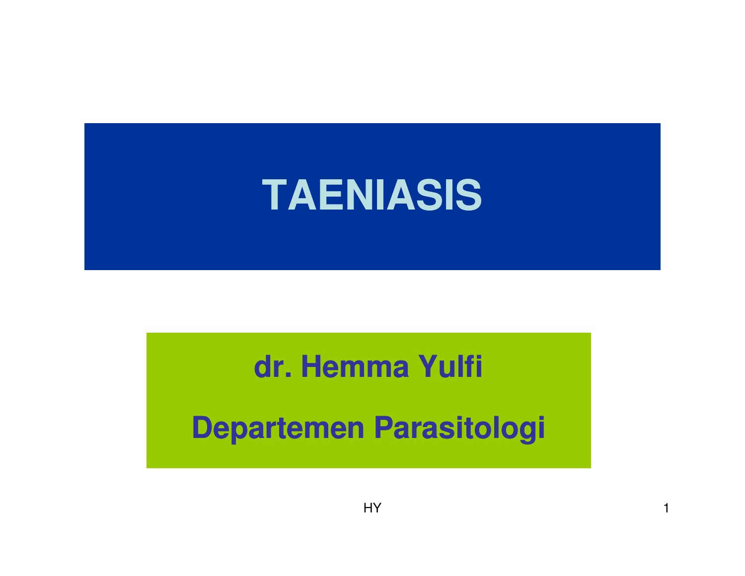# TAENIASIS

**dr. Hemma Yulfi**

**Departemen Parasitologi**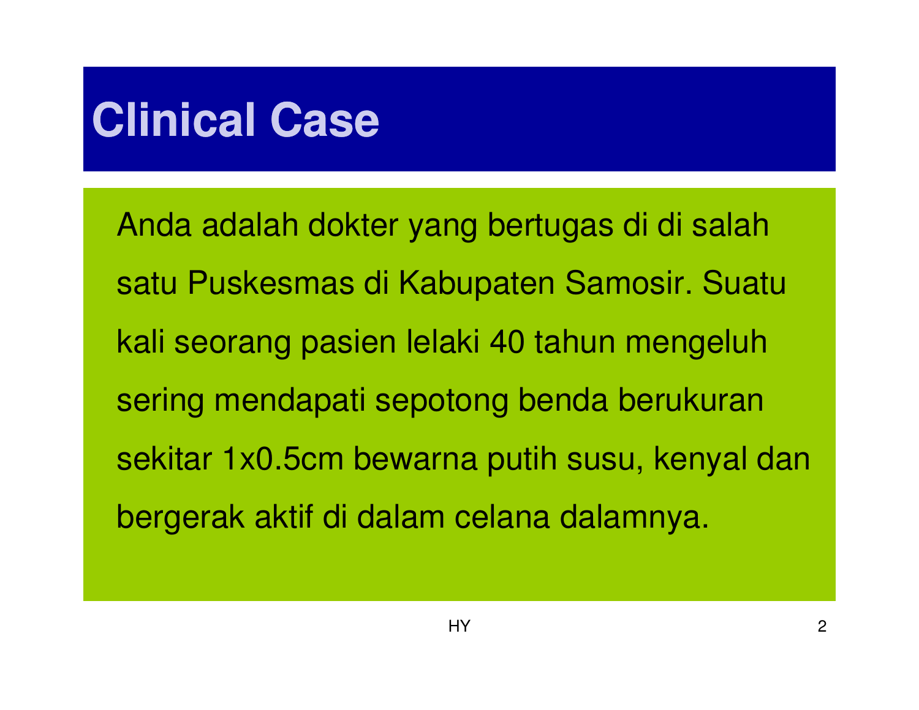# Clinical Case

Anda adalah dokter yang bertugas di di salah satu Puskesmas di Kabupaten Samosir. Suatu kali seorang pasien lelaki 40 tahun mengeluh sering mendapati sepotong benda berukuran sekitar 1x0.5cm bewarna putih susu, kenyal dan bergerak aktif di dalam celana dalamnya.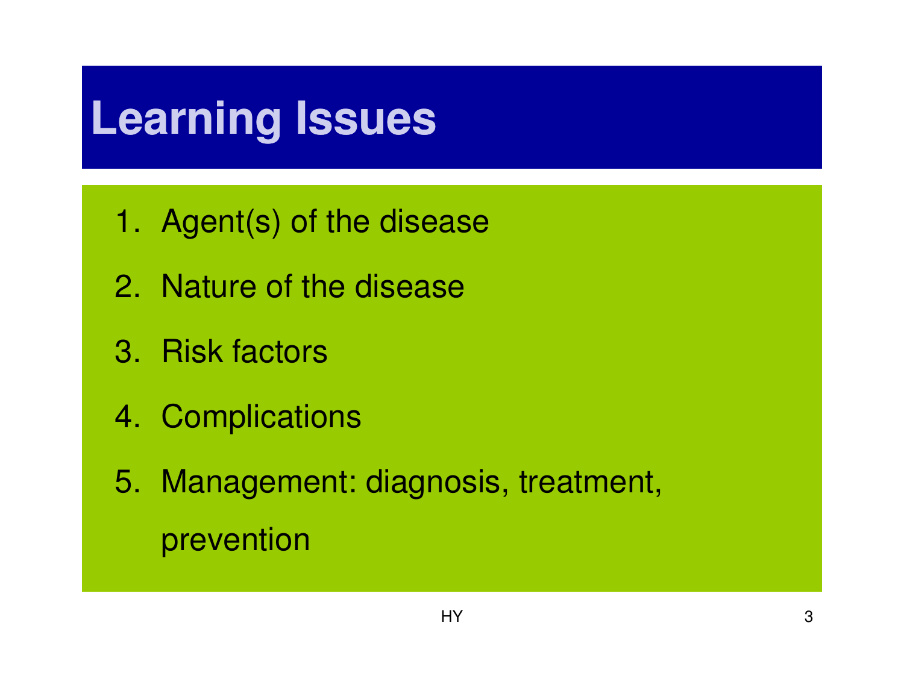# Learning Issues

1. Agent(s) of the disease
2. Nature of the disease
3. Risk factors
4. Complications
5. Management: diagnosis, treatment, prevention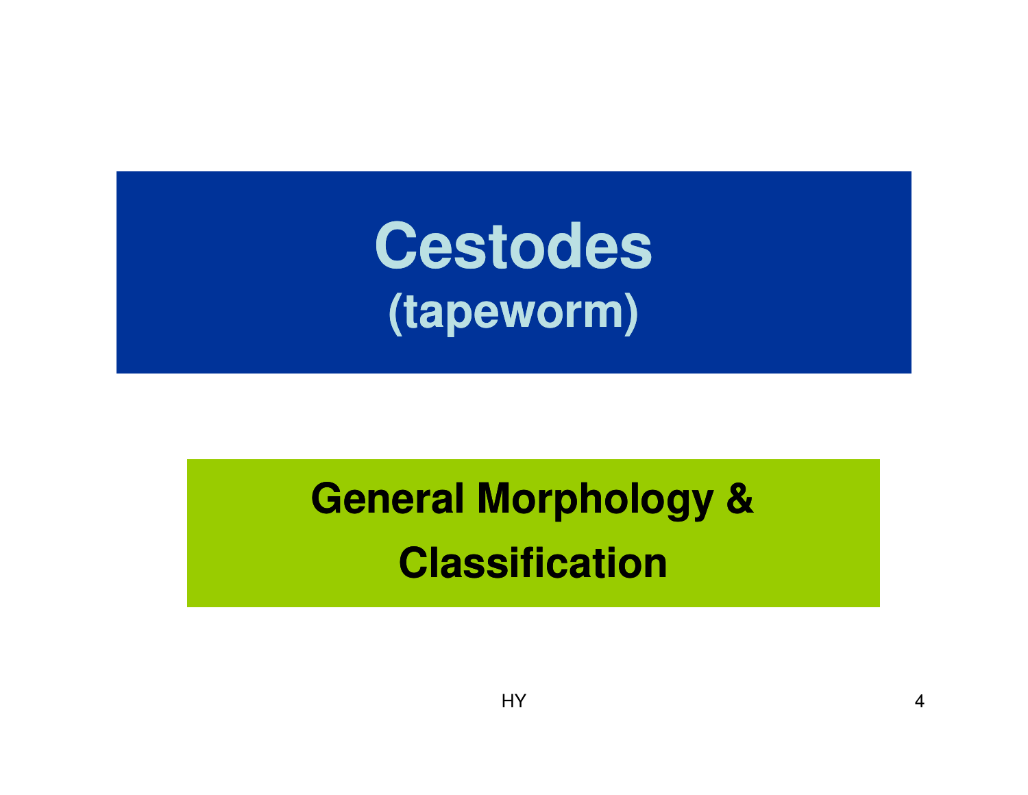# Cestodes
## (tapeworm)

## General Morphology & Classification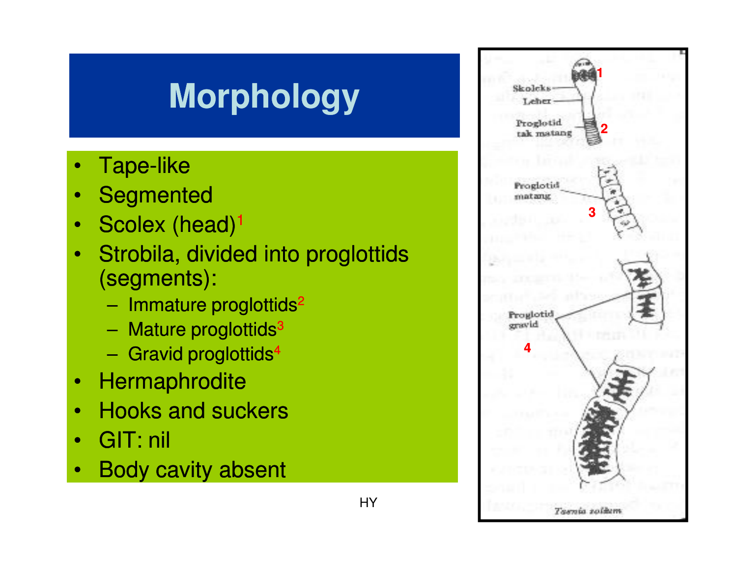# Morphology

- Tape-like
- Segmented
- Scolex (head)[1]
- Strobila, divided into proglottids (segments):
  - Immature proglottids[2]
  - Mature proglottids[3]
  - Gravid proglottids[4]
- Hermaphrodite
- Hooks and suckers
- GIT: nil
- Body cavity absent

Skoleks
Leher
Proglotid tak matang
Proglotid matang
Proglotid gravid

*Taenia solium*

HY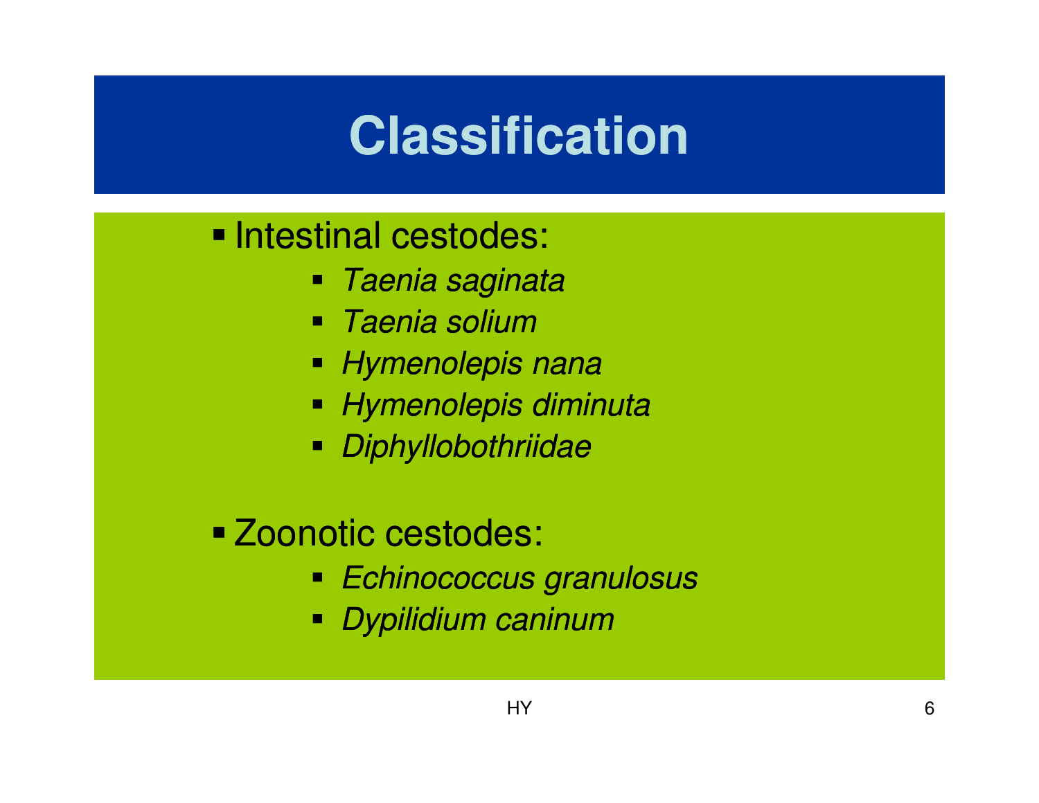# Classification

- Intestinal cestodes:
  - *Taenia saginata*
  - *Taenia solium*
  - *Hymenolepis nana*
  - *Hymenolepis diminuta*
  - *Diphyllobothriidae*
- Zoonotic cestodes:
  - *Echinococcus granulosus*
  - *Dypilidium caninum*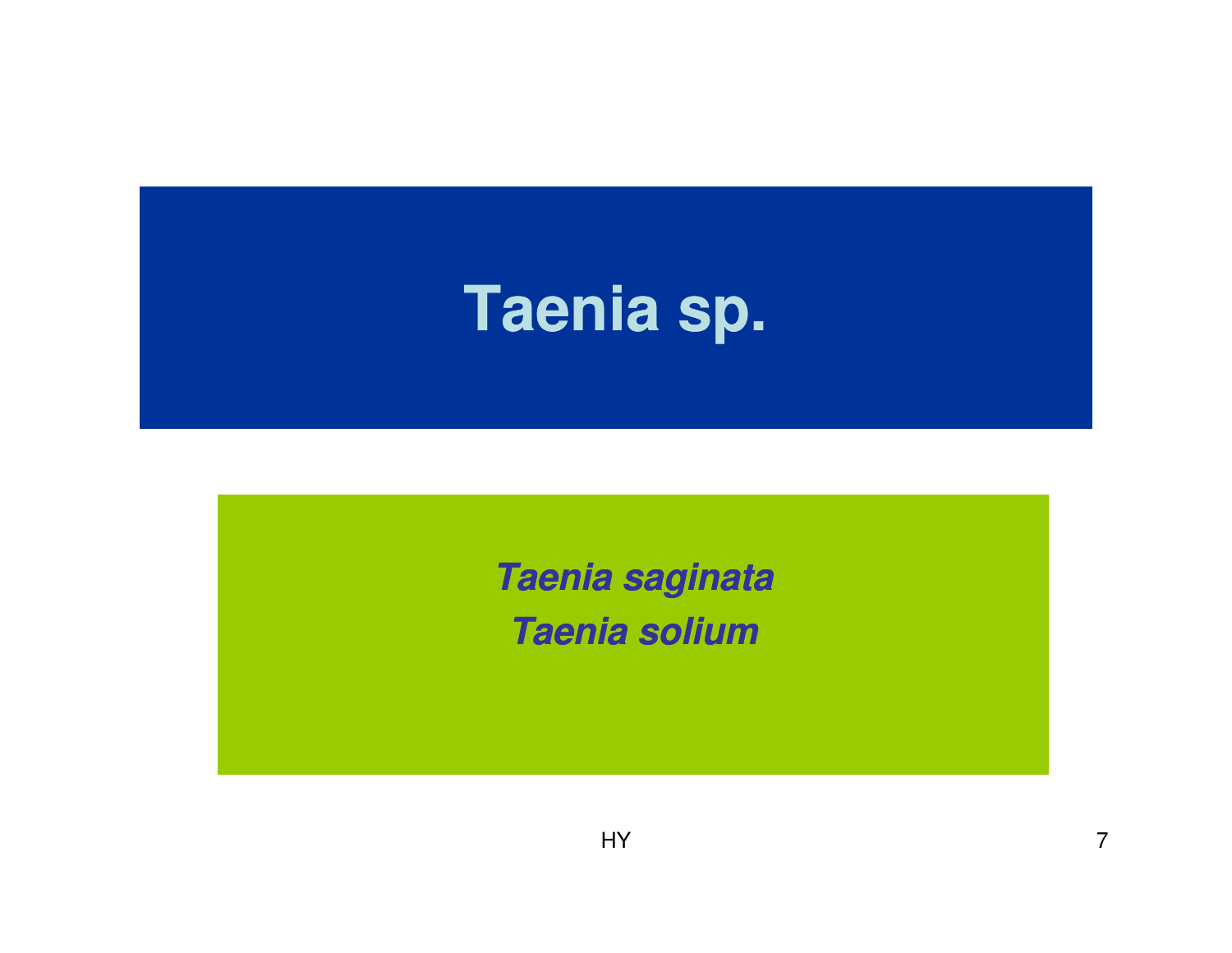# Taenia sp.

***Taenia saginata***

***Taenia solium***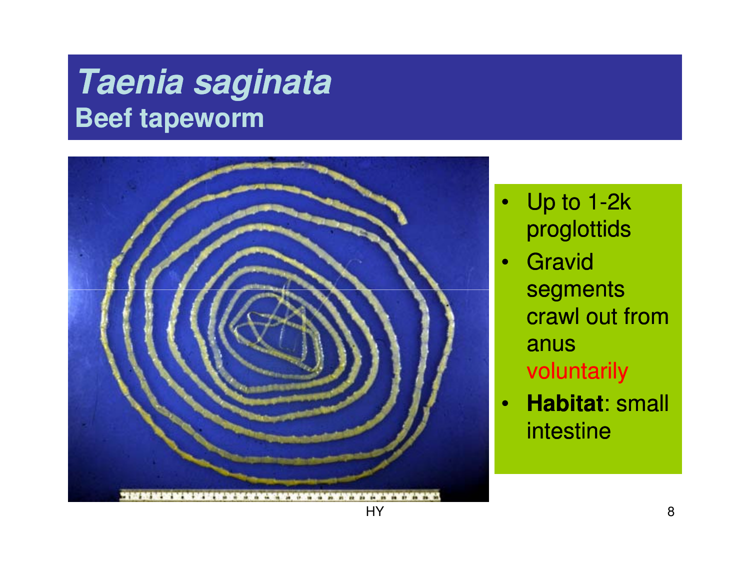# *Taenia saginata*
## Beef tapeworm

- Up to 1-2k proglottids
- Gravid segments crawl out from anus voluntarily
- **Habitat**: small intestine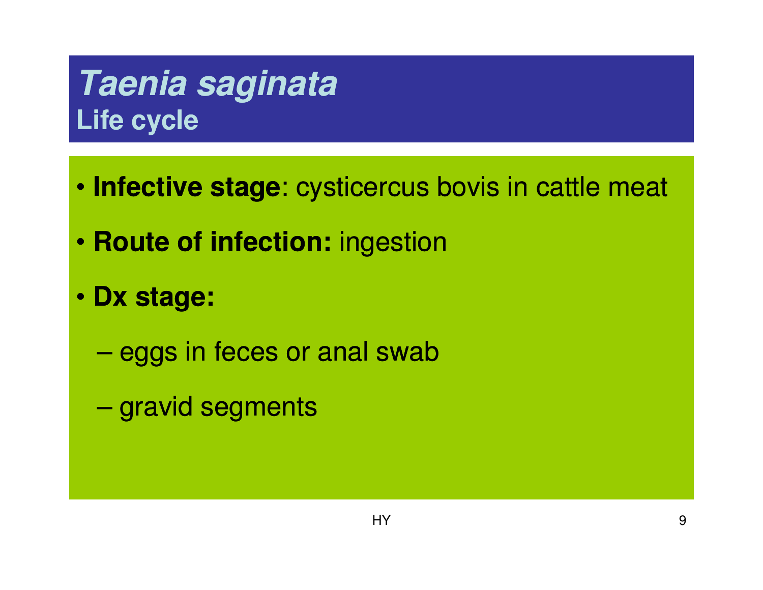# *Taenia saginata*
## Life cycle

- **Infective stage**: cysticercus bovis in cattle meat
- **Route of infection:** ingestion
- **Dx stage:**
  - eggs in feces or anal swab
  - gravid segments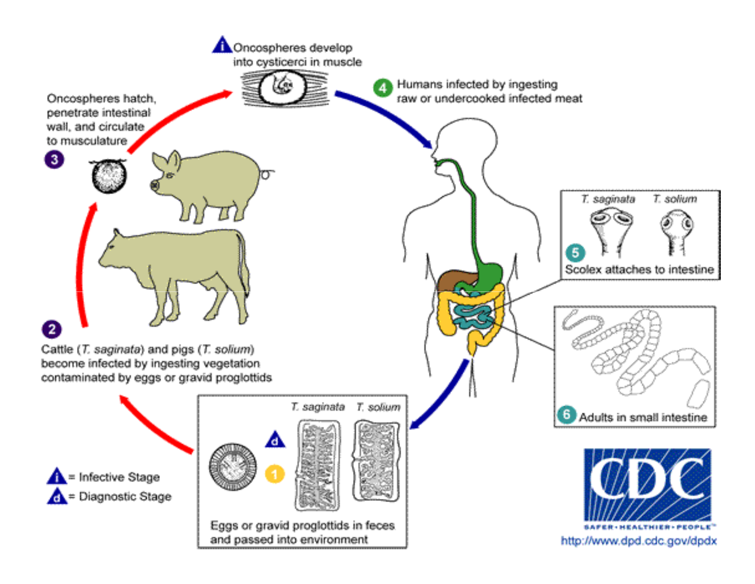Oncospheres develop into cysticerci in muscle

4 Humans infected by ingesting raw or undercooked infected meat

Oncospheres hatch, penetrate intestinal wall, and circulate to musculature

3

*T. saginata* *T. solium*

5 Scolex attaches to intestine

2

Cattle (*T. saginata*) and pigs (*T. solium*) become infected by ingesting vegetation contaminated by eggs or gravid proglottids

6 Adults in small intestine

*T. saginata* *T. solium*

1

Eggs or gravid proglottids in feces and passed into environment

i = Infective Stage

d = Diagnostic Stage

CDC

SAFER·HEALTHIER·PEOPLE™

http://www.dpd.cdc.gov/dpdx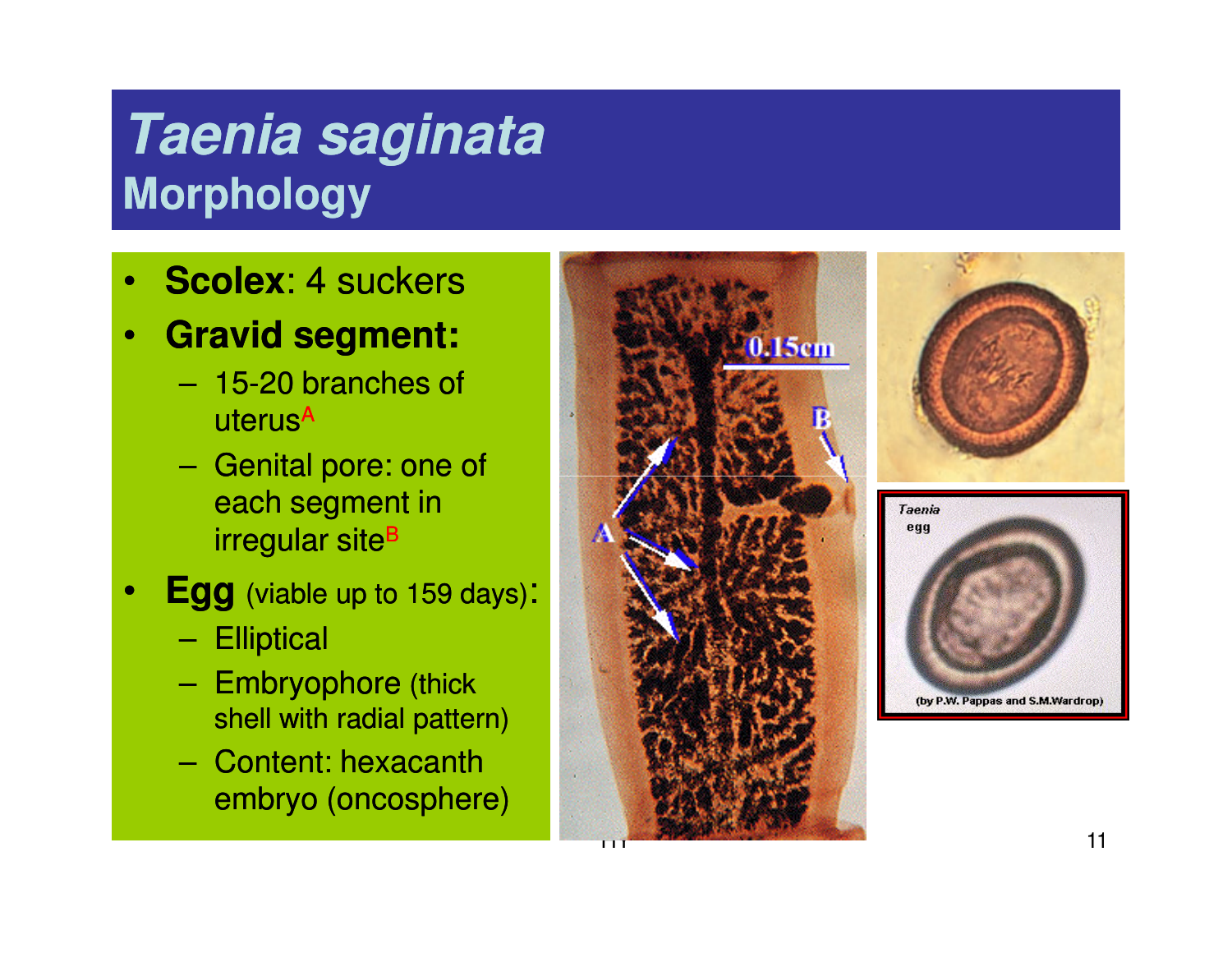# *Taenia saginata*
## Morphology

- **Scolex**: 4 suckers
- **Gravid segment:**
  - 15-20 branches of uterus[A]
  - Genital pore: one of each segment in irregular site[B]
- **Egg** (viable up to 159 days):
  - Elliptical
  - Embryophore (thick shell with radial pattern)
  - Content: hexacanth embryo (oncosphere)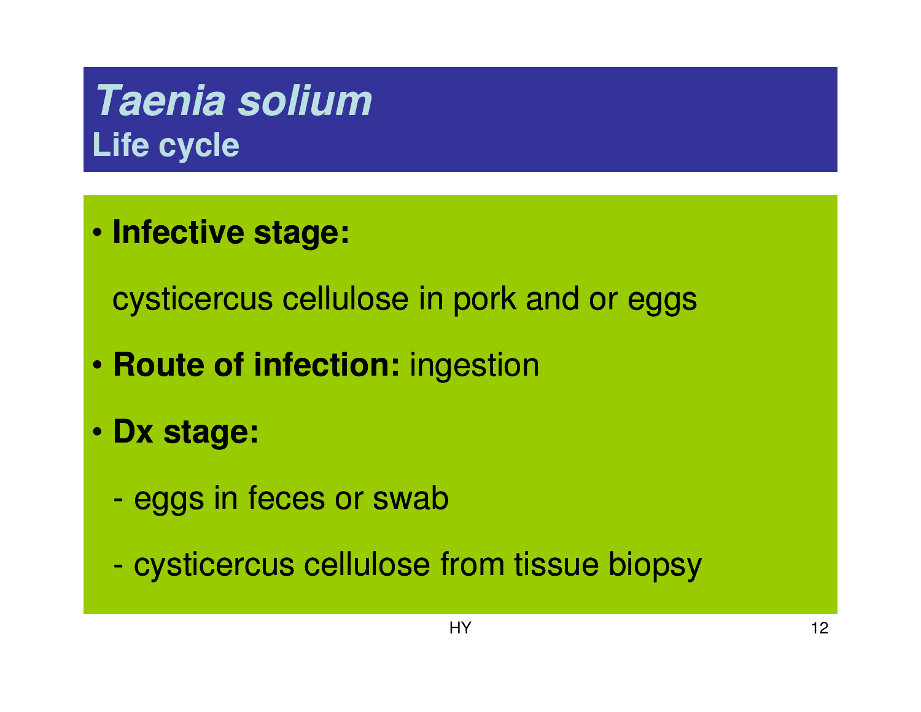# *Taenia solium*
## Life cycle

- **Infective stage:**

  cysticercus cellulose in pork and or eggs

- **Route of infection:** ingestion

- **Dx stage:**

  - eggs in feces or swab

  - cysticercus cellulose from tissue biopsy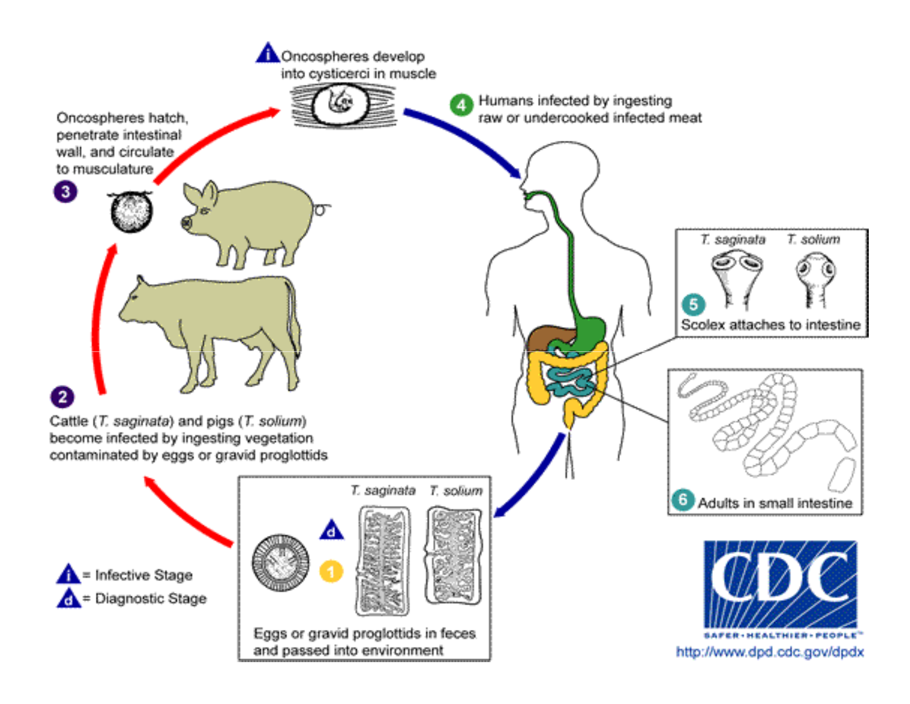Oncospheres develop into cysticerci in muscle

4 Humans infected by ingesting raw or undercooked infected meat

Oncospheres hatch, penetrate intestinal wall, and circulate to musculature

3

*T. saginata* *T. solium*

5 Scolex attaches to intestine

2 Cattle (*T. saginata*) and pigs (*T. solium*) become infected by ingesting vegetation contaminated by eggs or gravid proglottids

6 Adults in small intestine

*T. saginata* *T. solium*

d

1

Eggs or gravid proglottids in feces and passed into environment

i = Infective Stage

d = Diagnostic Stage

CDC

SAFER·HEALTHIER·PEOPLE™

http://www.dpd.cdc.gov/dpdx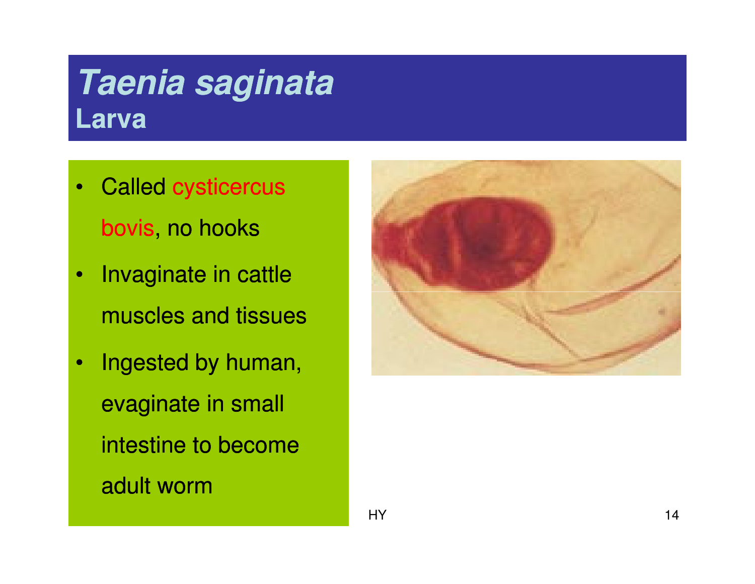# *Taenia saginata*
## Larva

- Called cysticercus bovis, no hooks
- Invaginate in cattle muscles and tissues
- Ingested by human, evaginate in small intestine to become adult worm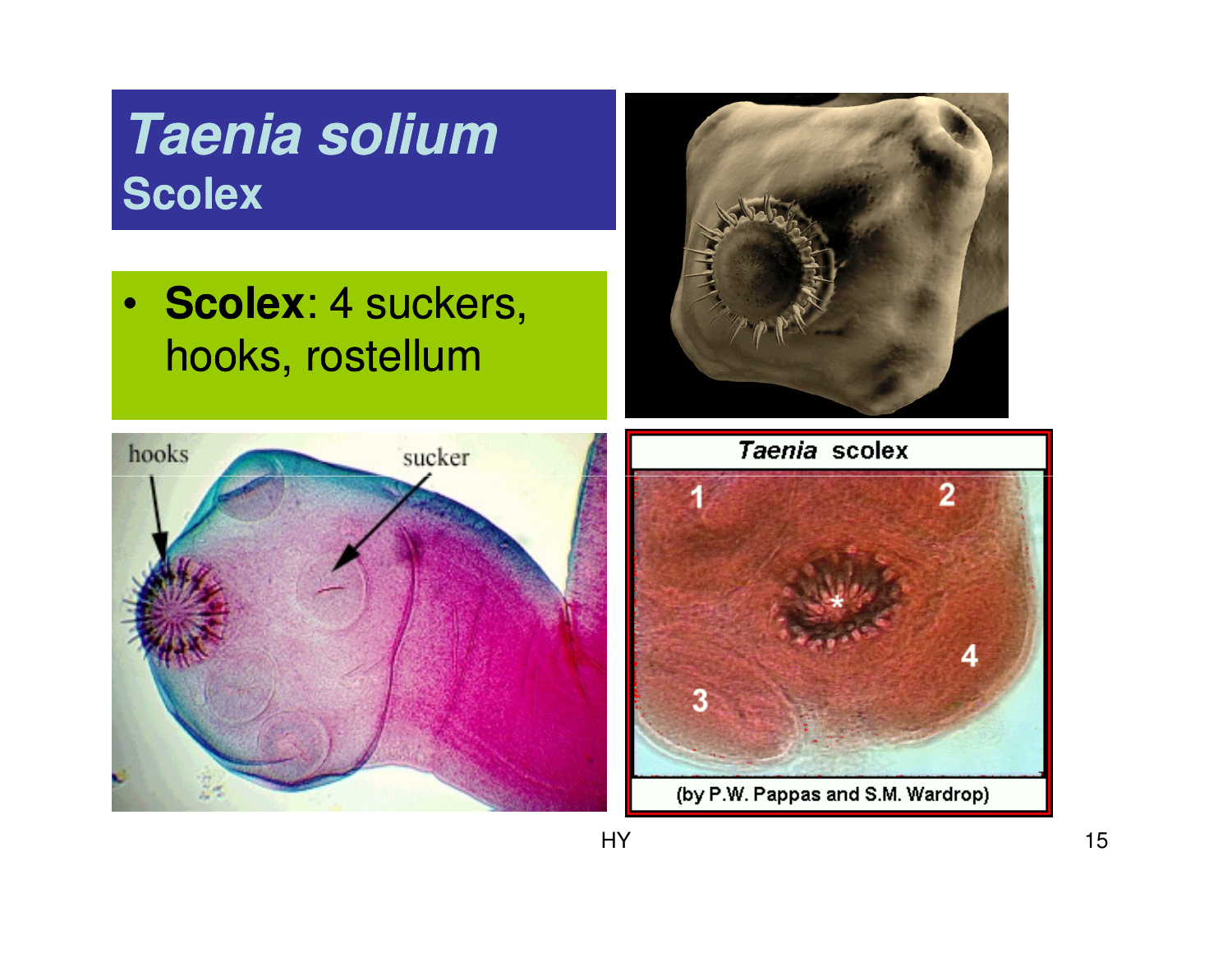# *Taenia solium*

## Scolex

- **Scolex**: 4 suckers, hooks, rostellum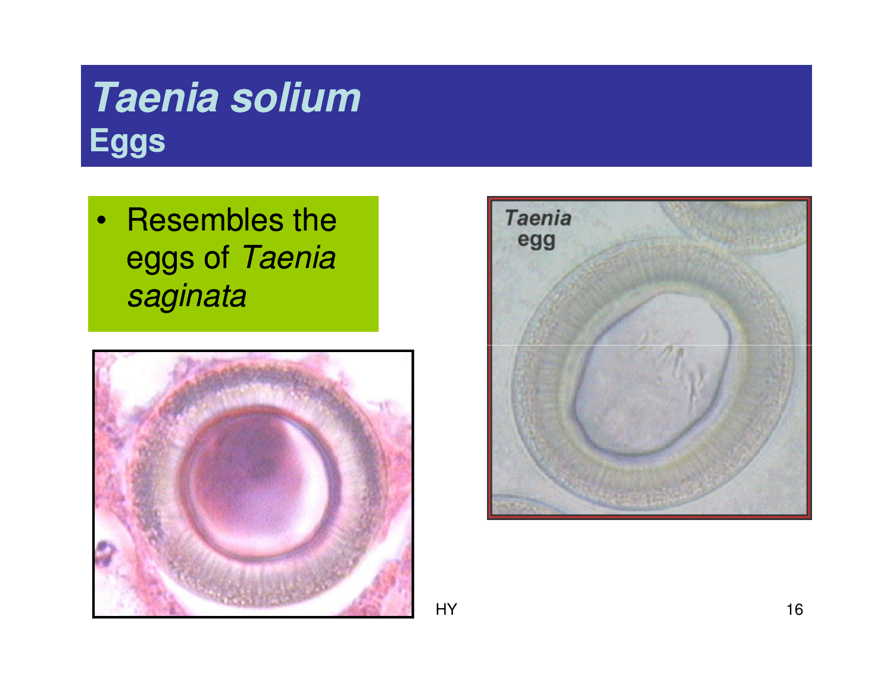# *Taenia solium*
## Eggs

- Resembles the eggs of *Taenia saginata*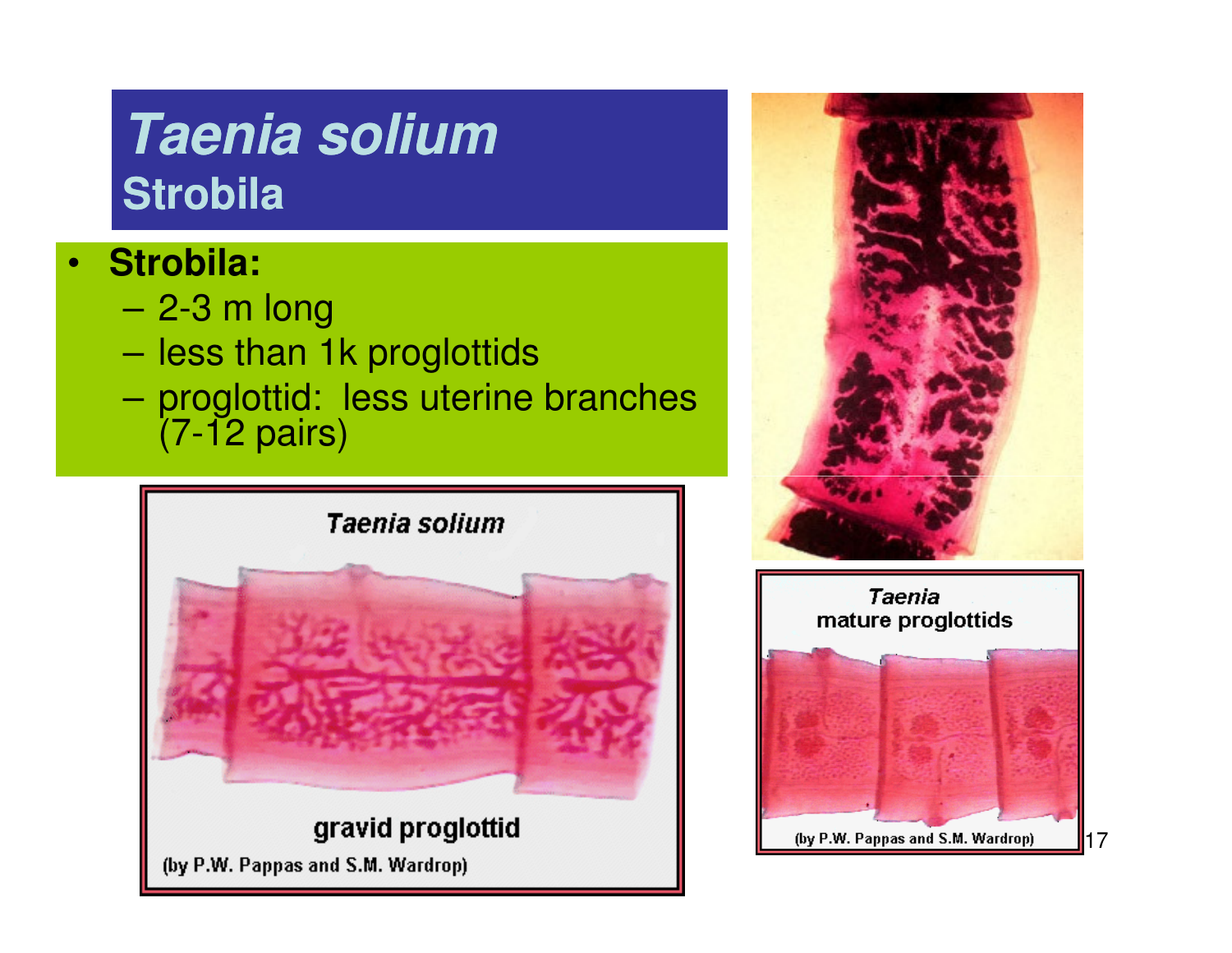# *Taenia solium*
## Strobila

- **Strobila:**
  - 2-3 m long
  - less than 1k proglottids
  - proglottid: less uterine branches (7-12 pairs)

*Taenia solium*

gravid proglottid

(by P.W. Pappas and S.M. Wardrop)

*Taenia*
mature proglottids

(by P.W. Pappas and S.M. Wardrop)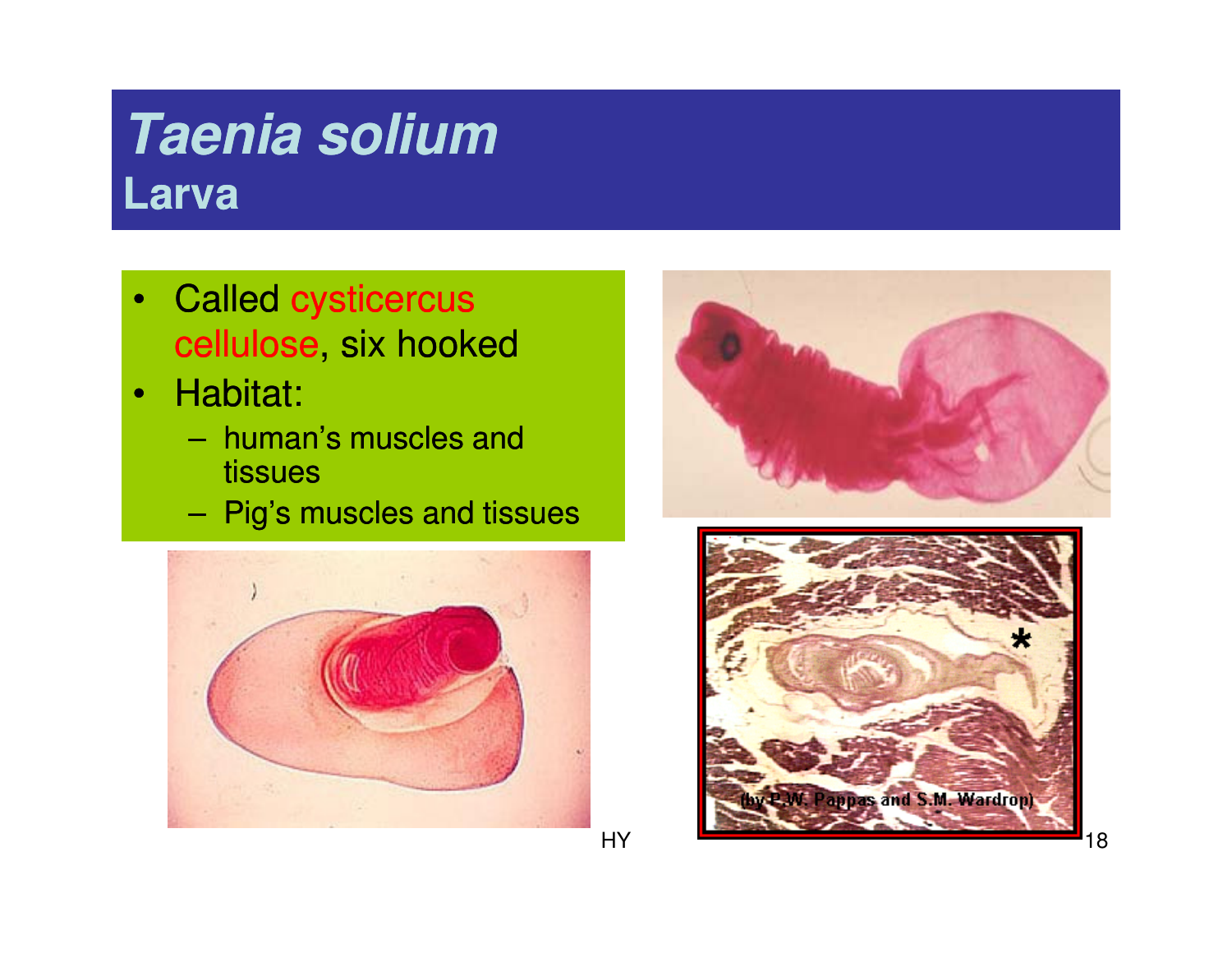# *Taenia solium*
## Larva

- Called cysticercus cellulose, six hooked
- Habitat:
  - human's muscles and tissues
  - Pig's muscles and tissues

(by P.W. Pappas and S.M. Wardrop)

HY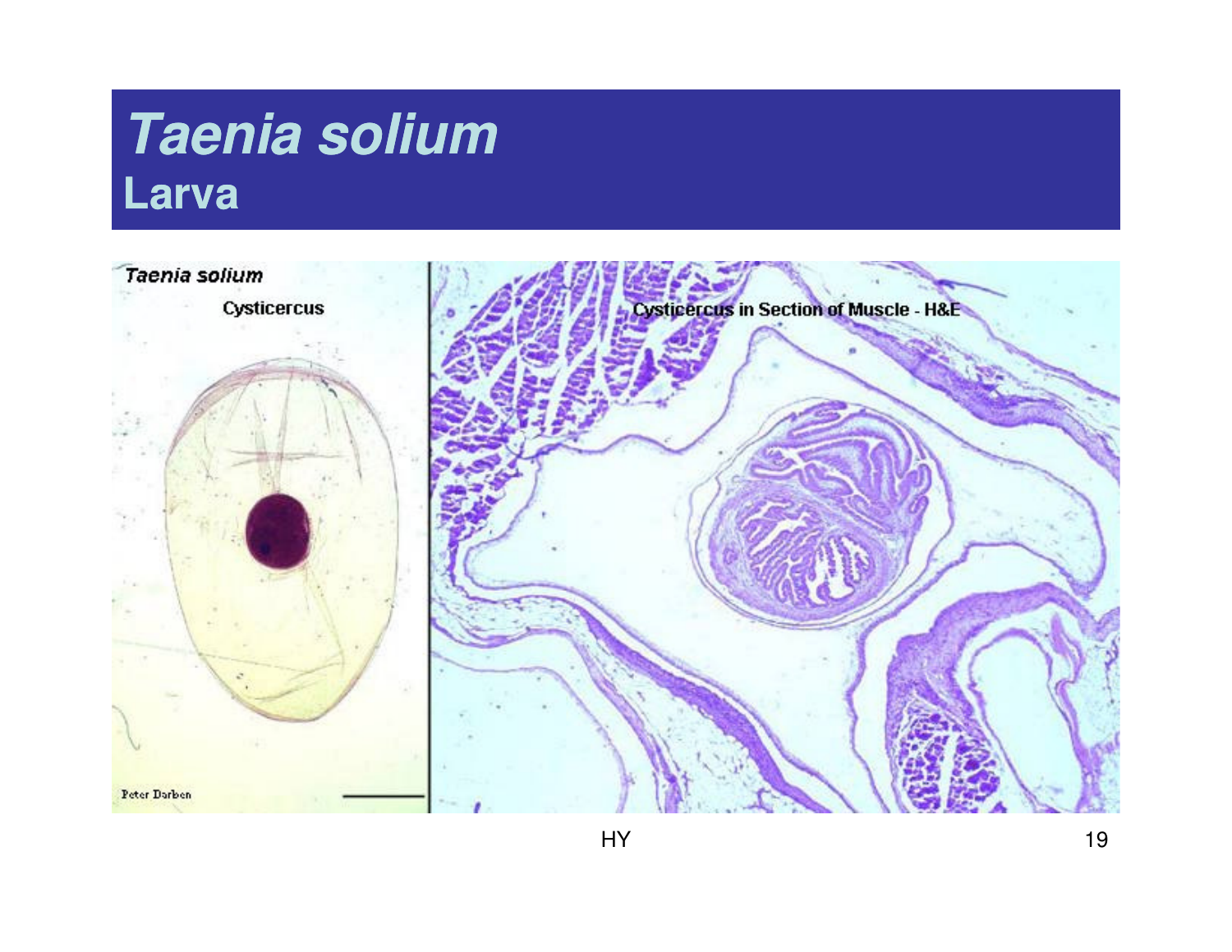# *Taenia solium*

## Larva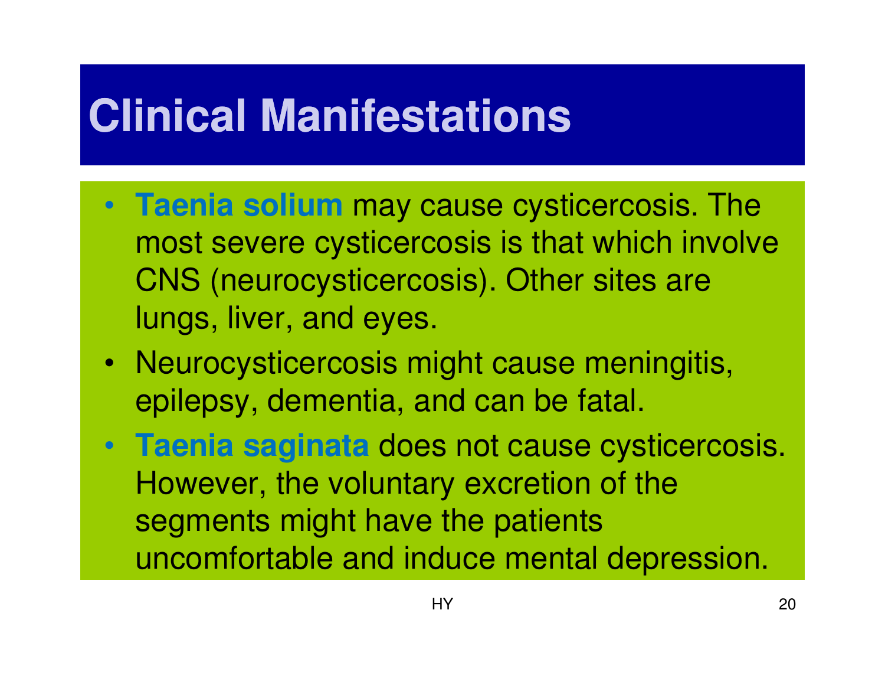# Clinical Manifestations

- **Taenia solium** may cause cysticercosis. The most severe cysticercosis is that which involve CNS (neurocysticercosis). Other sites are lungs, liver, and eyes.
- Neurocysticercosis might cause meningitis, epilepsy, dementia, and can be fatal.
- **Taenia saginata** does not cause cysticercosis. However, the voluntary excretion of the segments might have the patients uncomfortable and induce mental depression.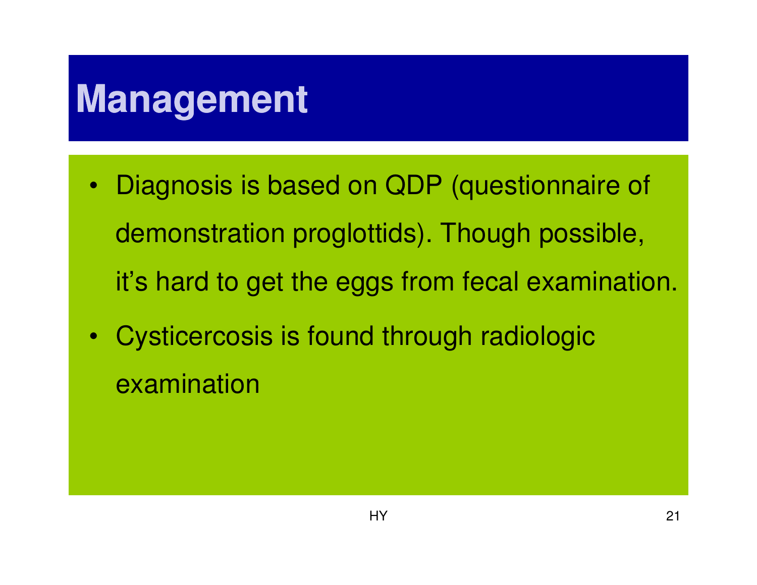# Management

- Diagnosis is based on QDP (questionnaire of demonstration proglottids). Though possible, it's hard to get the eggs from fecal examination.
- Cysticercosis is found through radiologic examination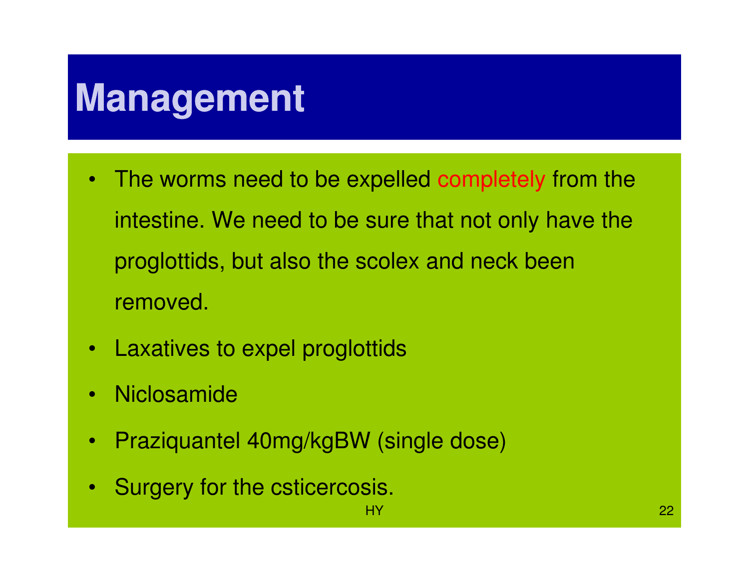# Management

- The worms need to be expelled completely from the intestine. We need to be sure that not only have the proglottids, but also the scolex and neck been removed.
- Laxatives to expel proglottids
- Niclosamide
- Praziquantel 40mg/kgBW (single dose)
- Surgery for the csticercosis.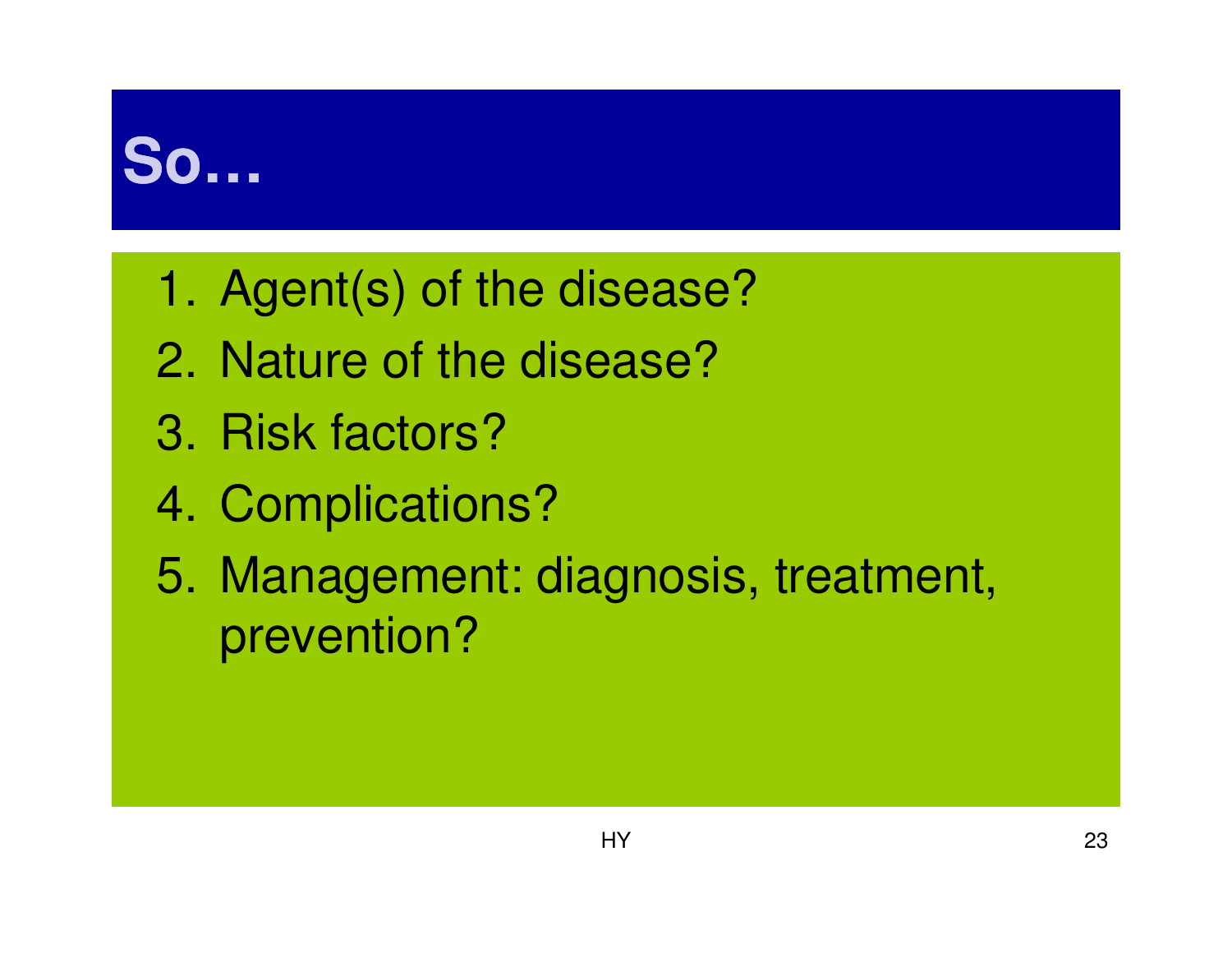# So…

1. Agent(s) of the disease?
2. Nature of the disease?
3. Risk factors?
4. Complications?
5. Management: diagnosis, treatment, prevention?